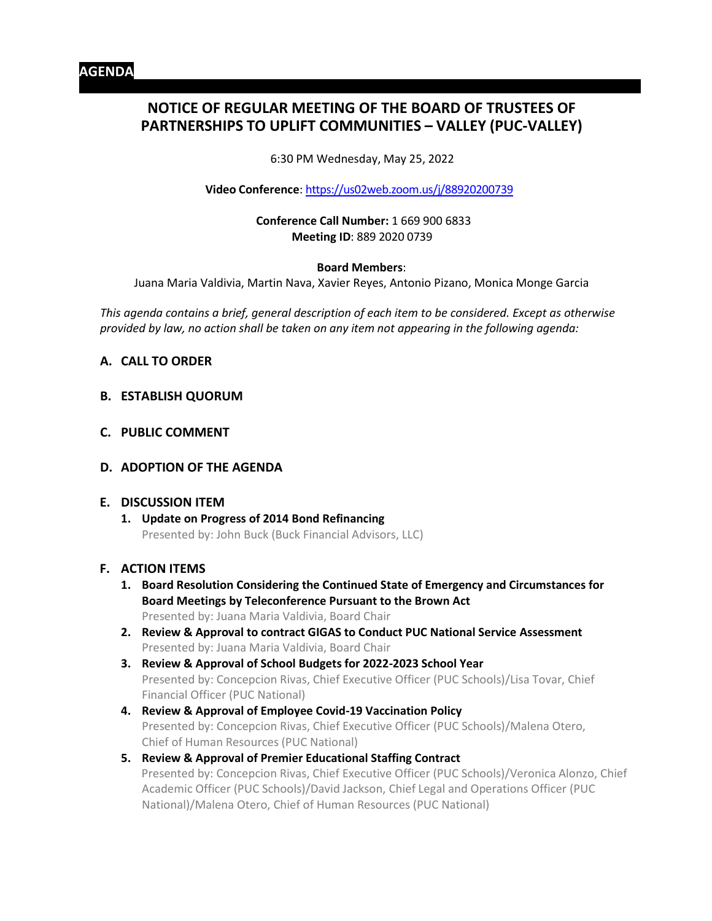**AGENDA**

# NOTICE OF REGULAR MEETING OF THE BOARD OF TRUSTEES OF PARTNERSHIPS TO UPLIFT COMMUNITIES – VALLEY (PUC-VALLEY)

6:30 PM Wednesday, May 25, 2022

**Video Conference**: https://us02web.zoom.us/j/88920200739

**Conference Call Number:** 1 669 900 6833
**Meeting ID**: 889 2020 0739

**Board Members**:
Juana Maria Valdivia, Martin Nava, Xavier Reyes, Antonio Pizano, Monica Monge Garcia

*This agenda contains a brief, general description of each item to be considered. Except as otherwise provided by law, no action shall be taken on any item not appearing in the following agenda:*

## A. CALL TO ORDER

## B. ESTABLISH QUORUM

## C. PUBLIC COMMENT

## D. ADOPTION OF THE AGENDA

## E. DISCUSSION ITEM

1. **Update on Progress of 2014 Bond Refinancing**
   Presented by: John Buck (Buck Financial Advisors, LLC)

## F. ACTION ITEMS

1. **Board Resolution Considering the Continued State of Emergency and Circumstances for Board Meetings by Teleconference Pursuant to the Brown Act**
   Presented by: Juana Maria Valdivia, Board Chair
2. **Review & Approval to contract GIGAS to Conduct PUC National Service Assessment**
   Presented by: Juana Maria Valdivia, Board Chair
3. **Review & Approval of School Budgets for 2022-2023 School Year**
   Presented by: Concepcion Rivas, Chief Executive Officer (PUC Schools)/Lisa Tovar, Chief Financial Officer (PUC National)
4. **Review & Approval of Employee Covid-19 Vaccination Policy**
   Presented by: Concepcion Rivas, Chief Executive Officer (PUC Schools)/Malena Otero, Chief of Human Resources (PUC National)
5. **Review & Approval of Premier Educational Staffing Contract**
   Presented by: Concepcion Rivas, Chief Executive Officer (PUC Schools)/Veronica Alonzo, Chief Academic Officer (PUC Schools)/David Jackson, Chief Legal and Operations Officer (PUC National)/Malena Otero, Chief of Human Resources (PUC National)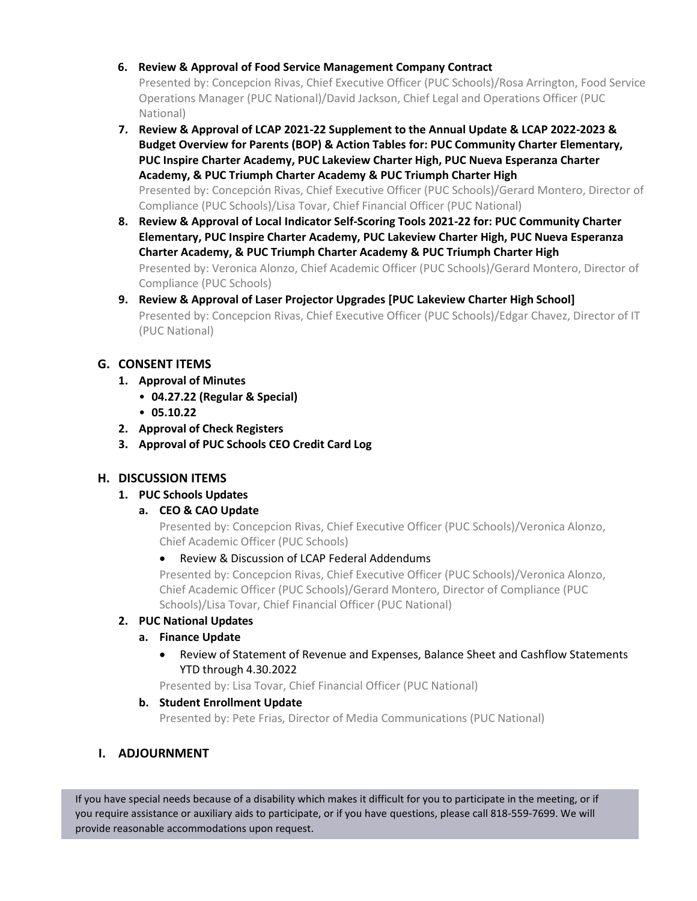6. **Review & Approval of Food Service Management Company Contract**
   Presented by: Concepcion Rivas, Chief Executive Officer (PUC Schools)/Rosa Arrington, Food Service Operations Manager (PUC National)/David Jackson, Chief Legal and Operations Officer (PUC National)

7. **Review & Approval of LCAP 2021-22 Supplement to the Annual Update & LCAP 2022-2023 & Budget Overview for Parents (BOP) & Action Tables for: PUC Community Charter Elementary, PUC Inspire Charter Academy, PUC Lakeview Charter High, PUC Nueva Esperanza Charter Academy, & PUC Triumph Charter Academy & PUC Triumph Charter High**
   Presented by: Concepción Rivas, Chief Executive Officer (PUC Schools)/Gerard Montero, Director of Compliance (PUC Schools)/Lisa Tovar, Chief Financial Officer (PUC National)

8. **Review & Approval of Local Indicator Self-Scoring Tools 2021-22 for: PUC Community Charter Elementary, PUC Inspire Charter Academy, PUC Lakeview Charter High, PUC Nueva Esperanza Charter Academy, & PUC Triumph Charter Academy & PUC Triumph Charter High**
   Presented by: Veronica Alonzo, Chief Academic Officer (PUC Schools)/Gerard Montero, Director of Compliance (PUC Schools)

9. **Review & Approval of Laser Projector Upgrades [PUC Lakeview Charter High School]**
   Presented by: Concepcion Rivas, Chief Executive Officer (PUC Schools)/Edgar Chavez, Director of IT (PUC National)

## G. CONSENT ITEMS

1. **Approval of Minutes**
   - **04.27.22 (Regular & Special)**
   - **05.10.22**
2. **Approval of Check Registers**
3. **Approval of PUC Schools CEO Credit Card Log**

## H. DISCUSSION ITEMS

1. **PUC Schools Updates**
   a. **CEO & CAO Update**
      Presented by: Concepcion Rivas, Chief Executive Officer (PUC Schools)/Veronica Alonzo, Chief Academic Officer (PUC Schools)
      - Review & Discussion of LCAP Federal Addendums

      Presented by: Concepcion Rivas, Chief Executive Officer (PUC Schools)/Veronica Alonzo, Chief Academic Officer (PUC Schools)/Gerard Montero, Director of Compliance (PUC Schools)/Lisa Tovar, Chief Financial Officer (PUC National)

2. **PUC National Updates**
   a. **Finance Update**
      - Review of Statement of Revenue and Expenses, Balance Sheet and Cashflow Statements YTD through 4.30.2022

      Presented by: Lisa Tovar, Chief Financial Officer (PUC National)

   b. **Student Enrollment Update**
      Presented by: Pete Frias, Director of Media Communications (PUC National)

## I. ADJOURNMENT

If you have special needs because of a disability which makes it difficult for you to participate in the meeting, or if you require assistance or auxiliary aids to participate, or if you have questions, please call 818-559-7699. We will provide reasonable accommodations upon request.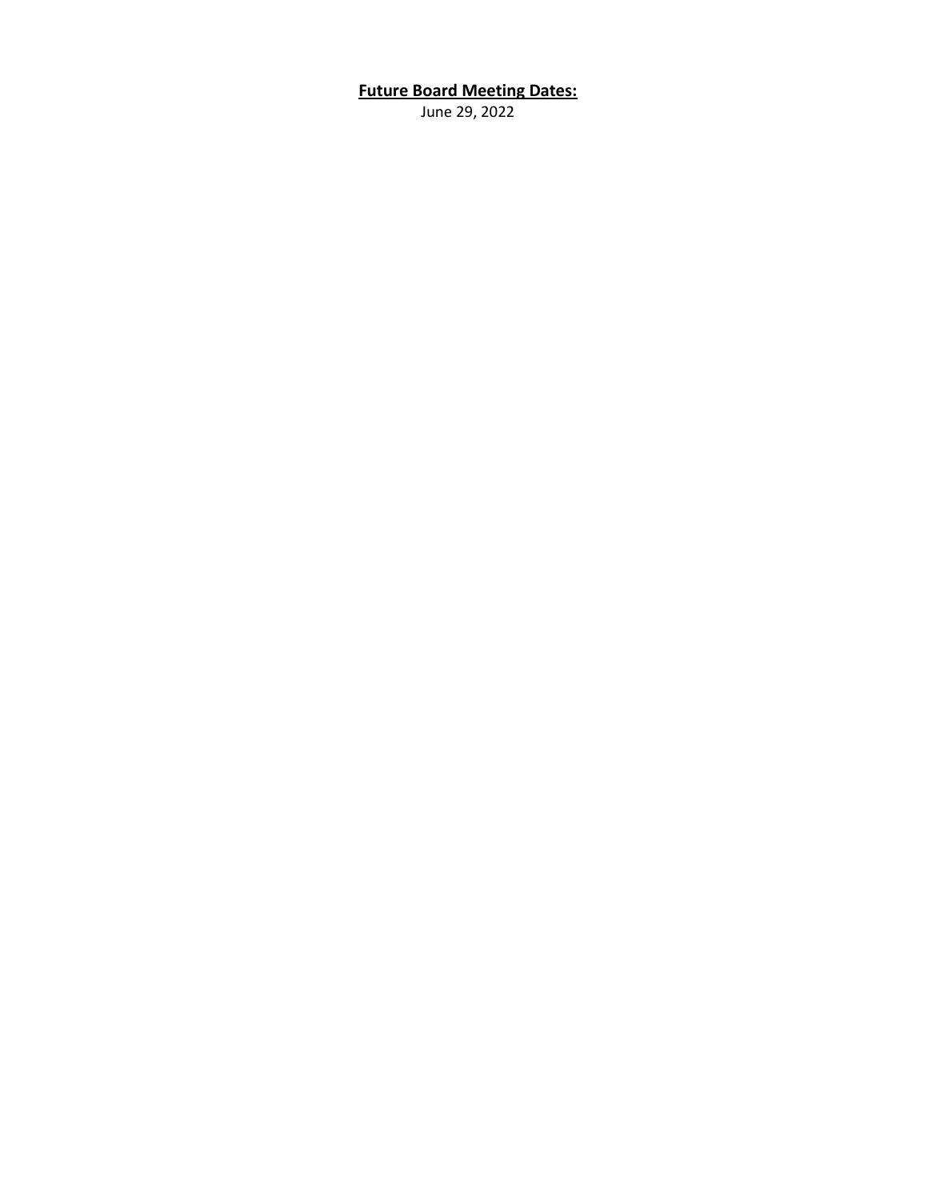**Future Board Meeting Dates:**

June 29, 2022